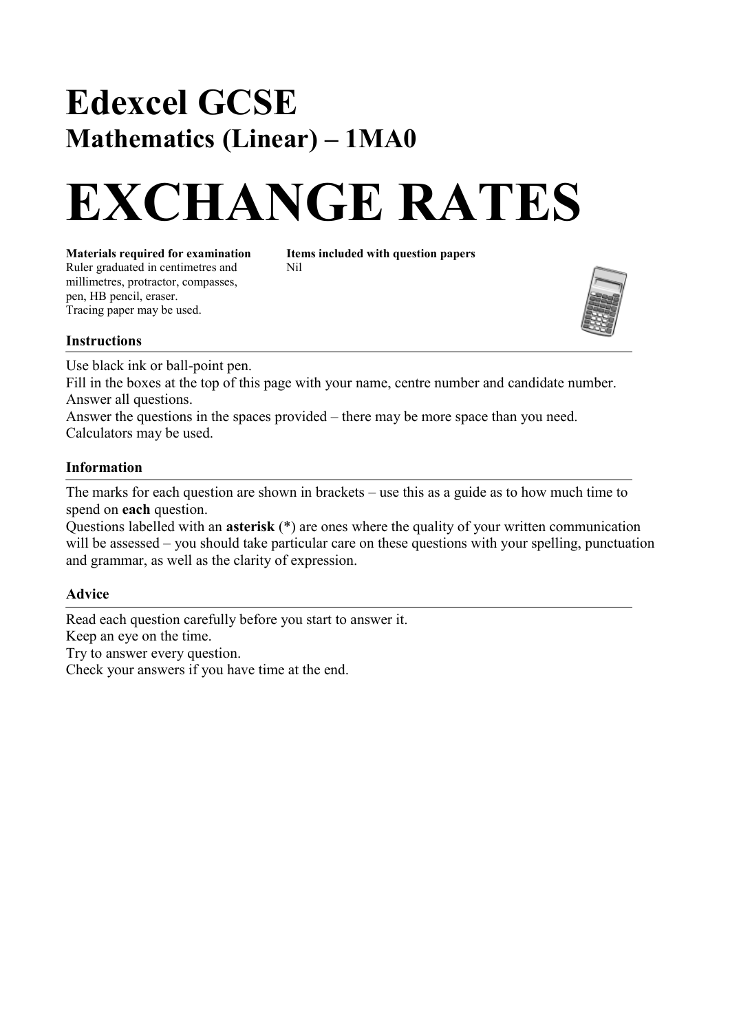# Edexcel GCSE

## Mathematics (Linear) – 1MA0

# EXCHANGE RATES

**Materials required for examination**
Ruler graduated in centimetres and millimetres, protractor, compasses, pen, HB pencil, eraser.
Tracing paper may be used.

**Items included with question papers**
Nil

### Instructions

Use black ink or ball-point pen.
Fill in the boxes at the top of this page with your name, centre number and candidate number.
Answer all questions.
Answer the questions in the spaces provided – there may be more space than you need.
Calculators may be used.

### Information

The marks for each question are shown in brackets – use this as a guide as to how much time to spend on **each** question.
Questions labelled with an **asterisk** (*) are ones where the quality of your written communication will be assessed – you should take particular care on these questions with your spelling, punctuation and grammar, as well as the clarity of expression.

### Advice

Read each question carefully before you start to answer it.
Keep an eye on the time.
Try to answer every question.
Check your answers if you have time at the end.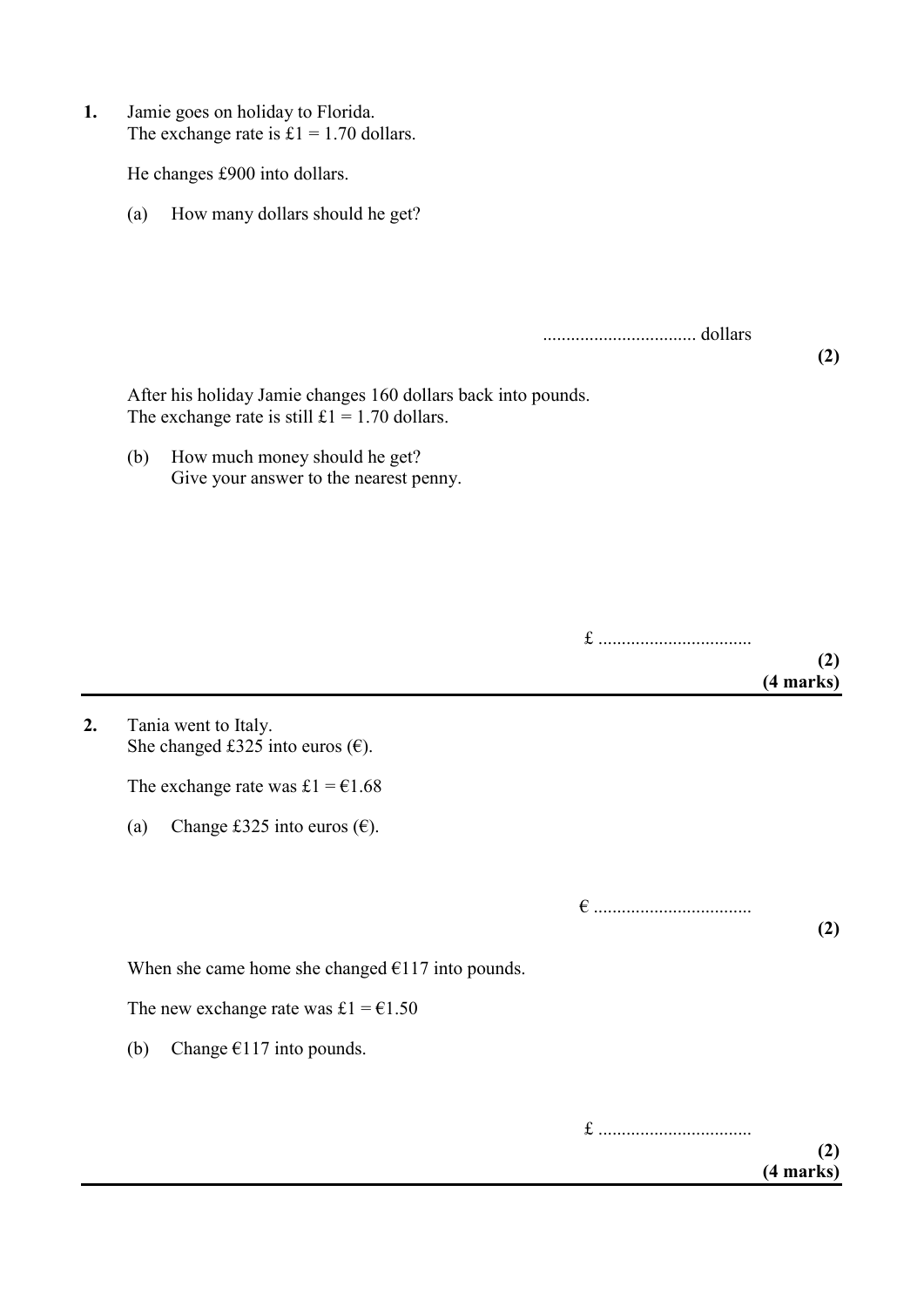**1.** Jamie goes on holiday to Florida.
The exchange rate is £1 = 1.70 dollars.

He changes £900 into dollars.

(a) How many dollars should he get?

................................ dollars

**(2)**

After his holiday Jamie changes 160 dollars back into pounds.
The exchange rate is still £1 = 1.70 dollars.

(b) How much money should he get?
Give your answer to the nearest penny.

£ ................................

**(2)**
**(4 marks)**

---

**2.** Tania went to Italy.
She changed £325 into euros (€).

The exchange rate was £1 = €1.68

(a) Change £325 into euros (€).

€ ................................

**(2)**

When she came home she changed €117 into pounds.

The new exchange rate was £1 = €1.50

(b) Change €117 into pounds.

£ ................................

**(2)**
**(4 marks)**

---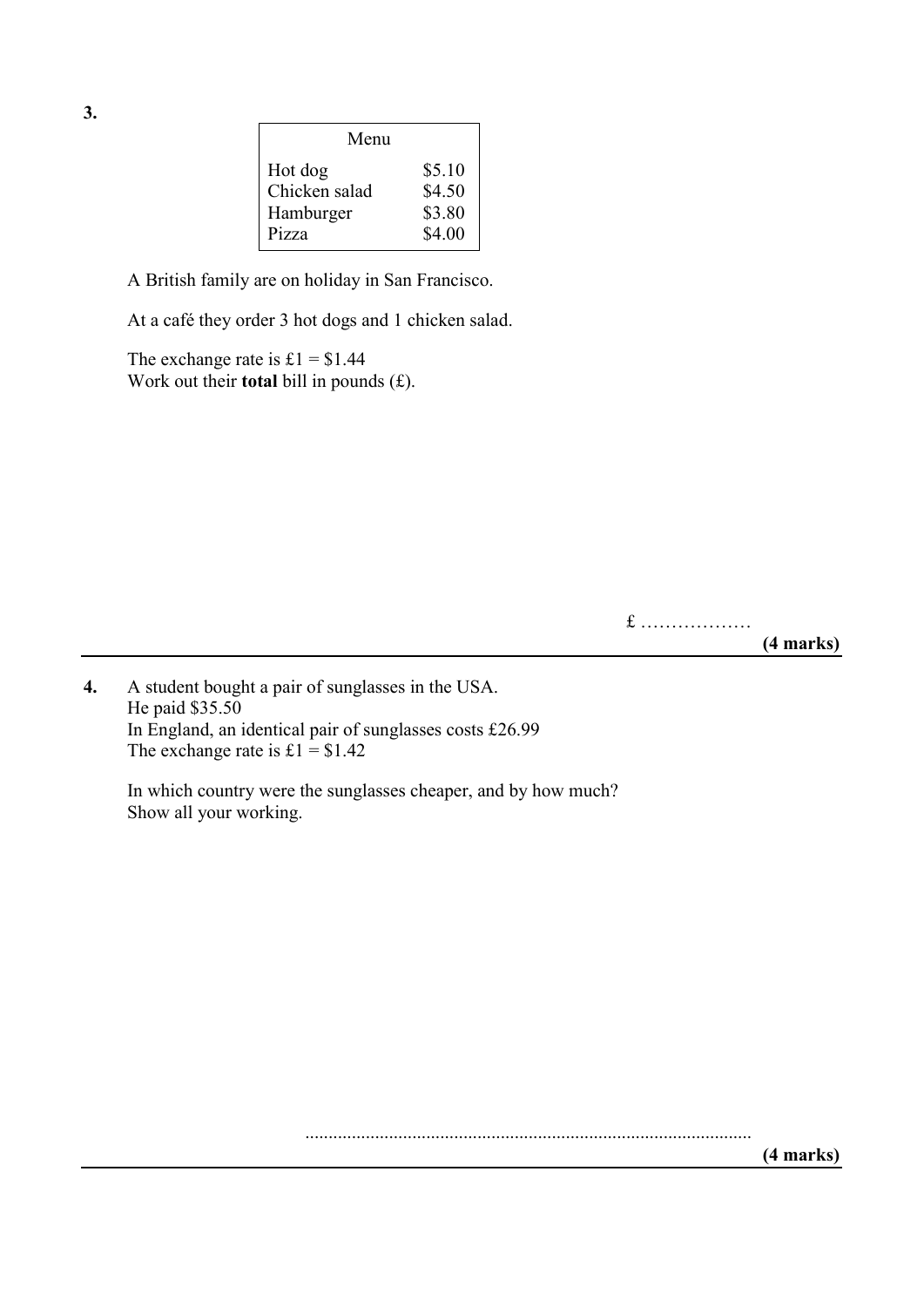**3.**

| Menu | |
|---|---|
| Hot dog | \$5.10 |
| Chicken salad | \$4.50 |
| Hamburger | \$3.80 |
| Pizza | \$4.00 |

A British family are on holiday in San Francisco.

At a café they order 3 hot dogs and 1 chicken salad.

The exchange rate is £1 = \$1.44
Work out their **total** bill in pounds (£).

£ ………………

**(4 marks)**

---

**4.** A student bought a pair of sunglasses in the USA.
He paid \$35.50
In England, an identical pair of sunglasses costs £26.99
The exchange rate is £1 = \$1.42

In which country were the sunglasses cheaper, and by how much?
Show all your working.

……………………………………………………………………………………

**(4 marks)**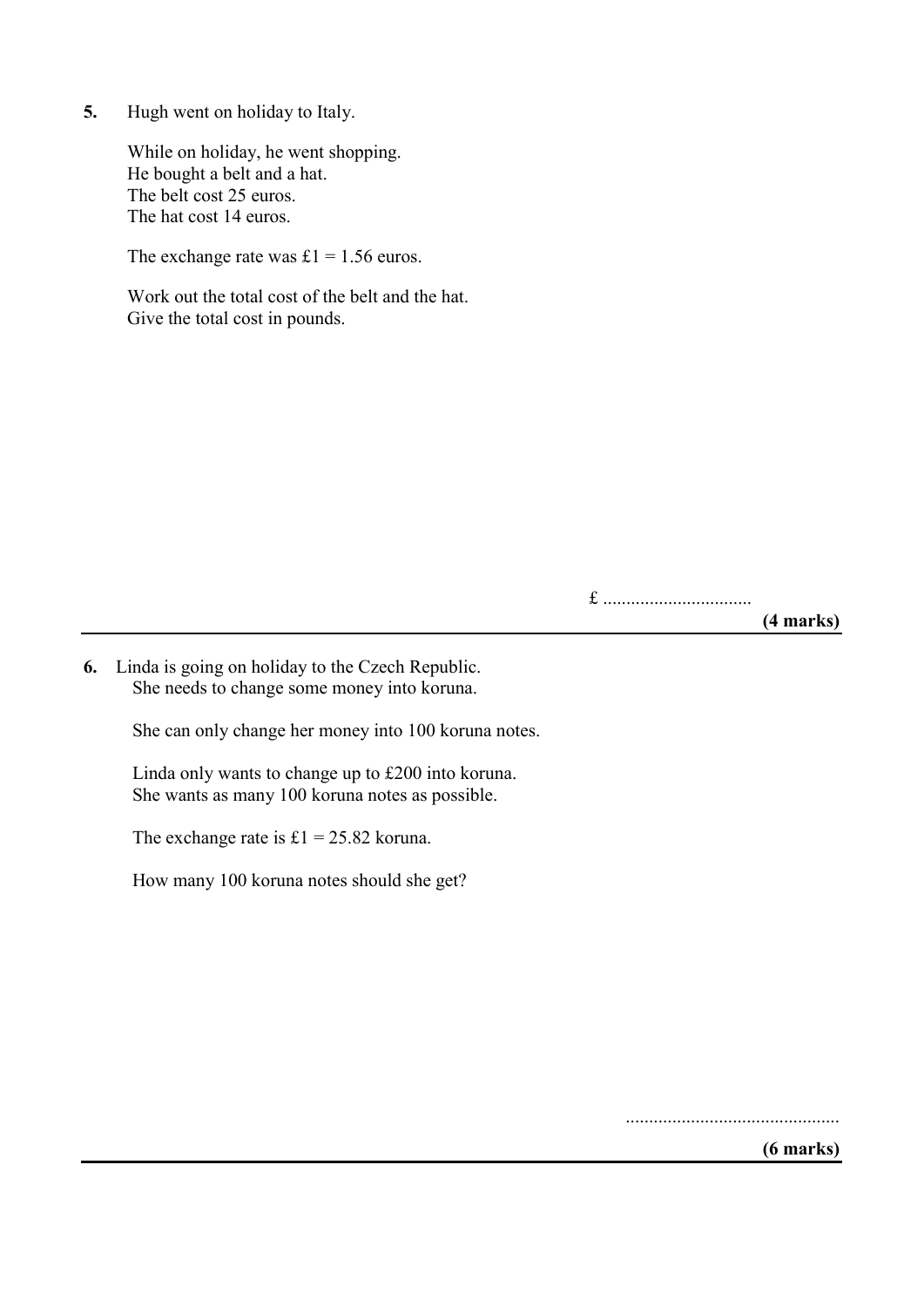**5.** Hugh went on holiday to Italy.

While on holiday, he went shopping.
He bought a belt and a hat.
The belt cost 25 euros.
The hat cost 14 euros.

The exchange rate was £1 = 1.56 euros.

Work out the total cost of the belt and the hat.
Give the total cost in pounds.

£ ................................

**(4 marks)**

---

**6.** Linda is going on holiday to the Czech Republic.
She needs to change some money into koruna.

She can only change her money into 100 koruna notes.

Linda only wants to change up to £200 into koruna.
She wants as many 100 koruna notes as possible.

The exchange rate is £1 = 25.82 koruna.

How many 100 koruna notes should she get?

..............................................

**(6 marks)**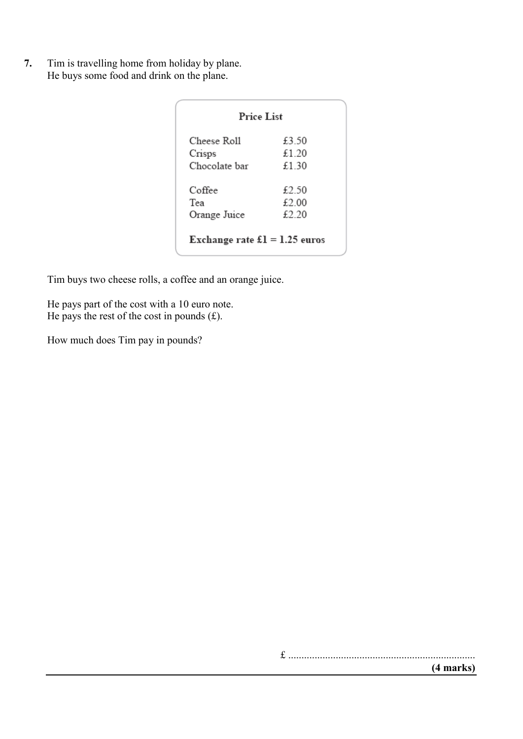**7.** Tim is travelling home from holiday by plane.
He buys some food and drink on the plane.

**Price List**

| | |
|---|---|
| Cheese Roll | £3.50 |
| Crisps | £1.20 |
| Chocolate bar | £1.30 |
| | |
| Coffee | £2.50 |
| Tea | £2.00 |
| Orange Juice | £2.20 |

**Exchange rate £1 = 1.25 euros**

Tim buys two cheese rolls, a coffee and an orange juice.

He pays part of the cost with a 10 euro note.
He pays the rest of the cost in pounds (£).

How much does Tim pay in pounds?

£ .......................................................................

**(4 marks)**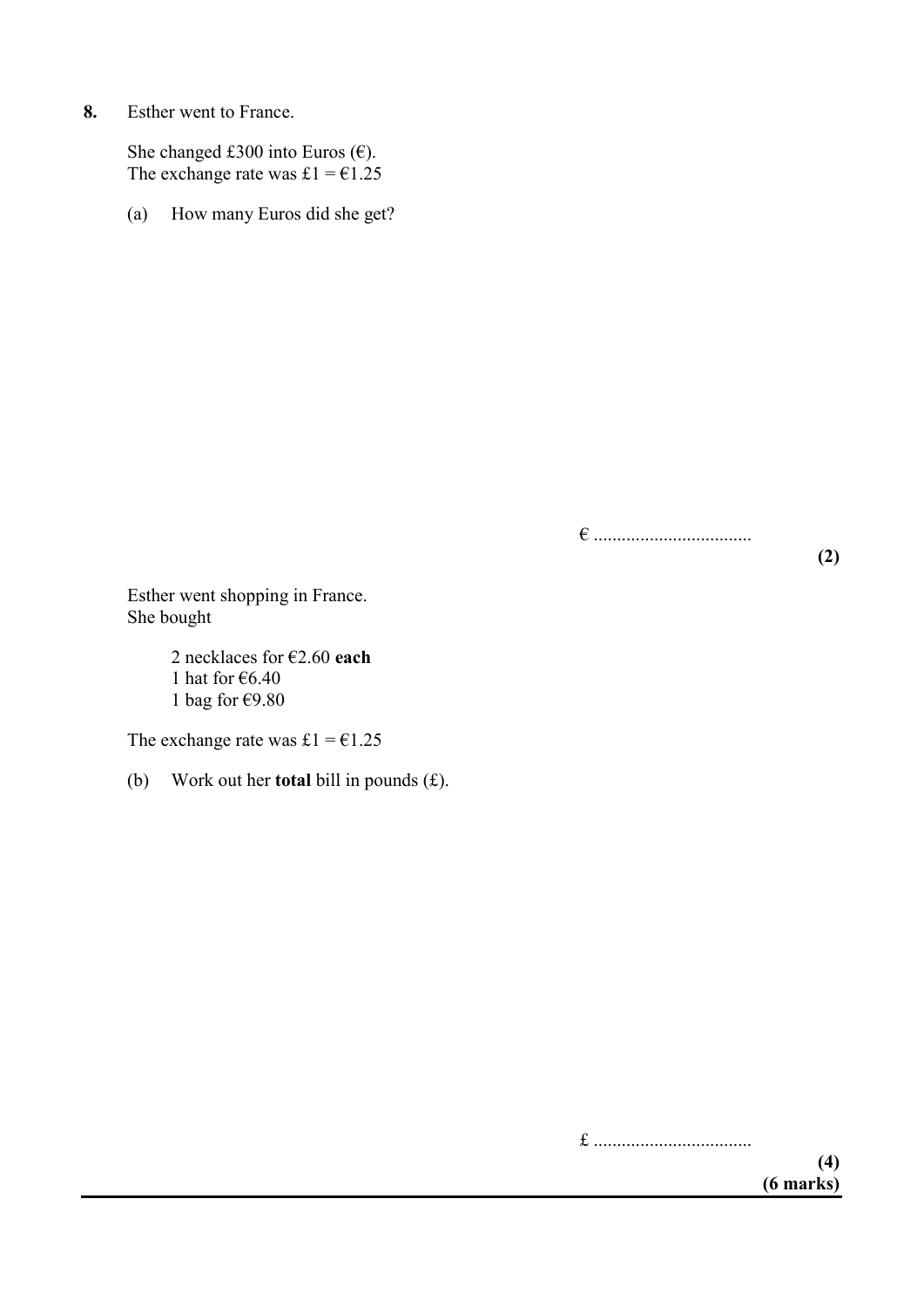**8.** Esther went to France.

She changed £300 into Euros (€).
The exchange rate was £1 = €1.25

(a) How many Euros did she get?

€ ..................................

**(2)**

Esther went shopping in France.
She bought

2 necklaces for €2.60 **each**
1 hat for €6.40
1 bag for €9.80

The exchange rate was £1 = €1.25

(b) Work out her **total** bill in pounds (£).

£ ..................................

**(4)**
**(6 marks)**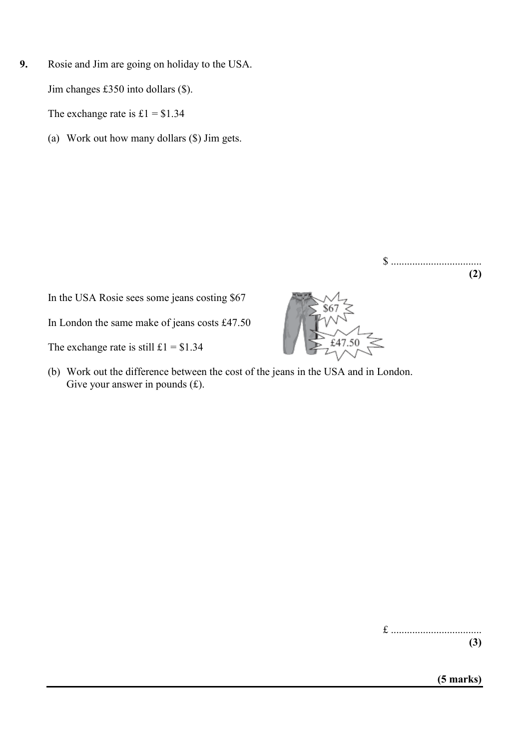**9.** Rosie and Jim are going on holiday to the USA.

Jim changes £350 into dollars ($).

The exchange rate is £1 = $1.34

(a) Work out how many dollars ($) Jim gets.

$ ..................................
**(2)**

In the USA Rosie sees some jeans costing $67

In London the same make of jeans costs £47.50

The exchange rate is still £1 = $1.34

(b) Work out the difference between the cost of the jeans in the USA and in London.
Give your answer in pounds (£).

£ ..................................
**(3)**

**(5 marks)**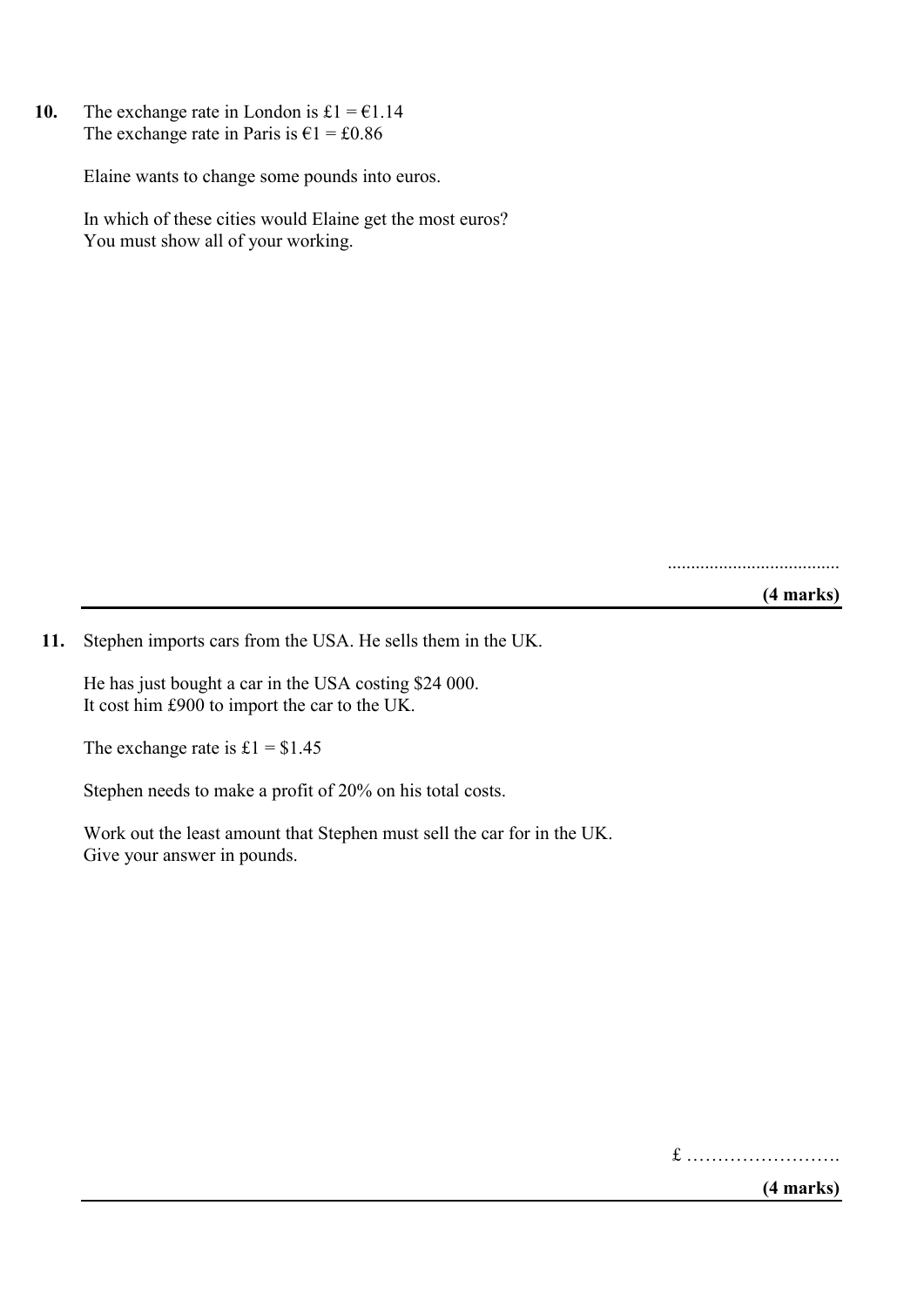**10.** The exchange rate in London is £1 = €1.14
The exchange rate in Paris is €1 = £0.86

Elaine wants to change some pounds into euros.

In which of these cities would Elaine get the most euros?
You must show all of your working.

.....................................

**(4 marks)**

---

**11.** Stephen imports cars from the USA. He sells them in the UK.

He has just bought a car in the USA costing $24 000.
It cost him £900 to import the car to the UK.

The exchange rate is £1 = $1.45

Stephen needs to make a profit of 20% on his total costs.

Work out the least amount that Stephen must sell the car for in the UK.
Give your answer in pounds.

£ ……………………..

**(4 marks)**